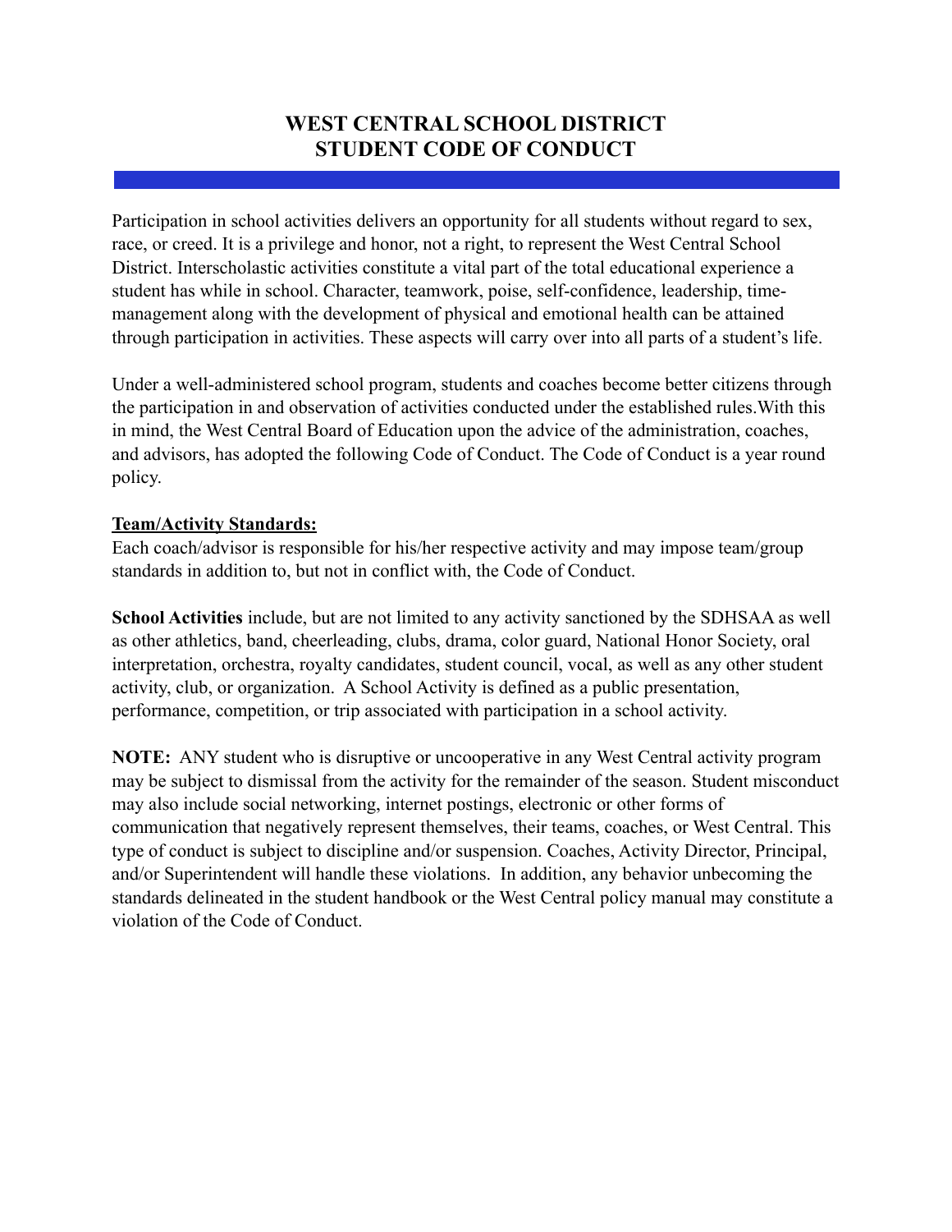# WEST CENTRAL SCHOOL DISTRICT
# STUDENT CODE OF CONDUCT

Participation in school activities delivers an opportunity for all students without regard to sex, race, or creed. It is a privilege and honor, not a right, to represent the West Central School District. Interscholastic activities constitute a vital part of the total educational experience a student has while in school. Character, teamwork, poise, self-confidence, leadership, time-management along with the development of physical and emotional health can be attained through participation in activities. These aspects will carry over into all parts of a student's life.

Under a well-administered school program, students and coaches become better citizens through the participation in and observation of activities conducted under the established rules.With this in mind, the West Central Board of Education upon the advice of the administration, coaches, and advisors, has adopted the following Code of Conduct. The Code of Conduct is a year round policy.

**Team/Activity Standards:**

Each coach/advisor is responsible for his/her respective activity and may impose team/group standards in addition to, but not in conflict with, the Code of Conduct.

**School Activities** include, but are not limited to any activity sanctioned by the SDHSAA as well as other athletics, band, cheerleading, clubs, drama, color guard, National Honor Society, oral interpretation, orchestra, royalty candidates, student council, vocal, as well as any other student activity, club, or organization. A School Activity is defined as a public presentation, performance, competition, or trip associated with participation in a school activity.

**NOTE:** ANY student who is disruptive or uncooperative in any West Central activity program may be subject to dismissal from the activity for the remainder of the season. Student misconduct may also include social networking, internet postings, electronic or other forms of communication that negatively represent themselves, their teams, coaches, or West Central. This type of conduct is subject to discipline and/or suspension. Coaches, Activity Director, Principal, and/or Superintendent will handle these violations. In addition, any behavior unbecoming the standards delineated in the student handbook or the West Central policy manual may constitute a violation of the Code of Conduct.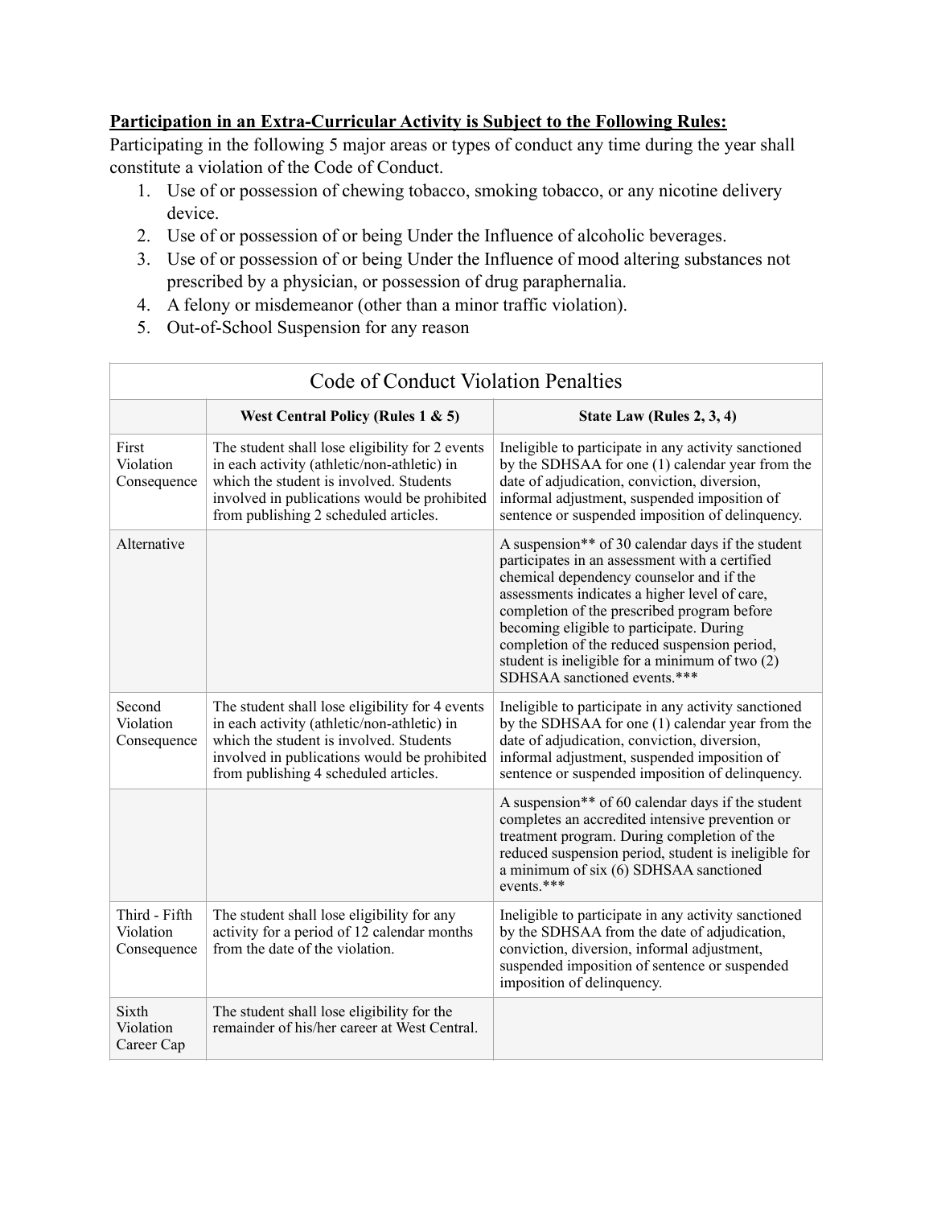**Participation in an Extra-Curricular Activity is Subject to the Following Rules:**

Participating in the following 5 major areas or types of conduct any time during the year shall constitute a violation of the Code of Conduct.

1. Use of or possession of chewing tobacco, smoking tobacco, or any nicotine delivery device.
2. Use of or possession of or being Under the Influence of alcoholic beverages.
3. Use of or possession of or being Under the Influence of mood altering substances not prescribed by a physician, or possession of drug paraphernalia.
4. A felony or misdemeanor (other than a minor traffic violation).
5. Out-of-School Suspension for any reason

| Code of Conduct Violation Penalties | | |
|---|---|---|
| | **West Central Policy (Rules 1 & 5)** | **State Law (Rules 2, 3, 4)** |
| First Violation Consequence | The student shall lose eligibility for 2 events in each activity (athletic/non-athletic) in which the student is involved. Students involved in publications would be prohibited from publishing 2 scheduled articles. | Ineligible to participate in any activity sanctioned by the SDHSAA for one (1) calendar year from the date of adjudication, conviction, diversion, informal adjustment, suspended imposition of sentence or suspended imposition of delinquency. |
| Alternative | | A suspension** of 30 calendar days if the student participates in an assessment with a certified chemical dependency counselor and if the assessments indicates a higher level of care, completion of the prescribed program before becoming eligible to participate. During completion of the reduced suspension period, student is ineligible for a minimum of two (2) SDHSAA sanctioned events.*** |
| Second Violation Consequence | The student shall lose eligibility for 4 events in each activity (athletic/non-athletic) in which the student is involved. Students involved in publications would be prohibited from publishing 4 scheduled articles. | Ineligible to participate in any activity sanctioned by the SDHSAA for one (1) calendar year from the date of adjudication, conviction, diversion, informal adjustment, suspended imposition of sentence or suspended imposition of delinquency. |
| | | A suspension** of 60 calendar days if the student completes an accredited intensive prevention or treatment program. During completion of the reduced suspension period, student is ineligible for a minimum of six (6) SDHSAA sanctioned events.*** |
| Third - Fifth Violation Consequence | The student shall lose eligibility for any activity for a period of 12 calendar months from the date of the violation. | Ineligible to participate in any activity sanctioned by the SDHSAA from the date of adjudication, conviction, diversion, informal adjustment, suspended imposition of sentence or suspended imposition of delinquency. |
| Sixth Violation Career Cap | The student shall lose eligibility for the remainder of his/her career at West Central. | |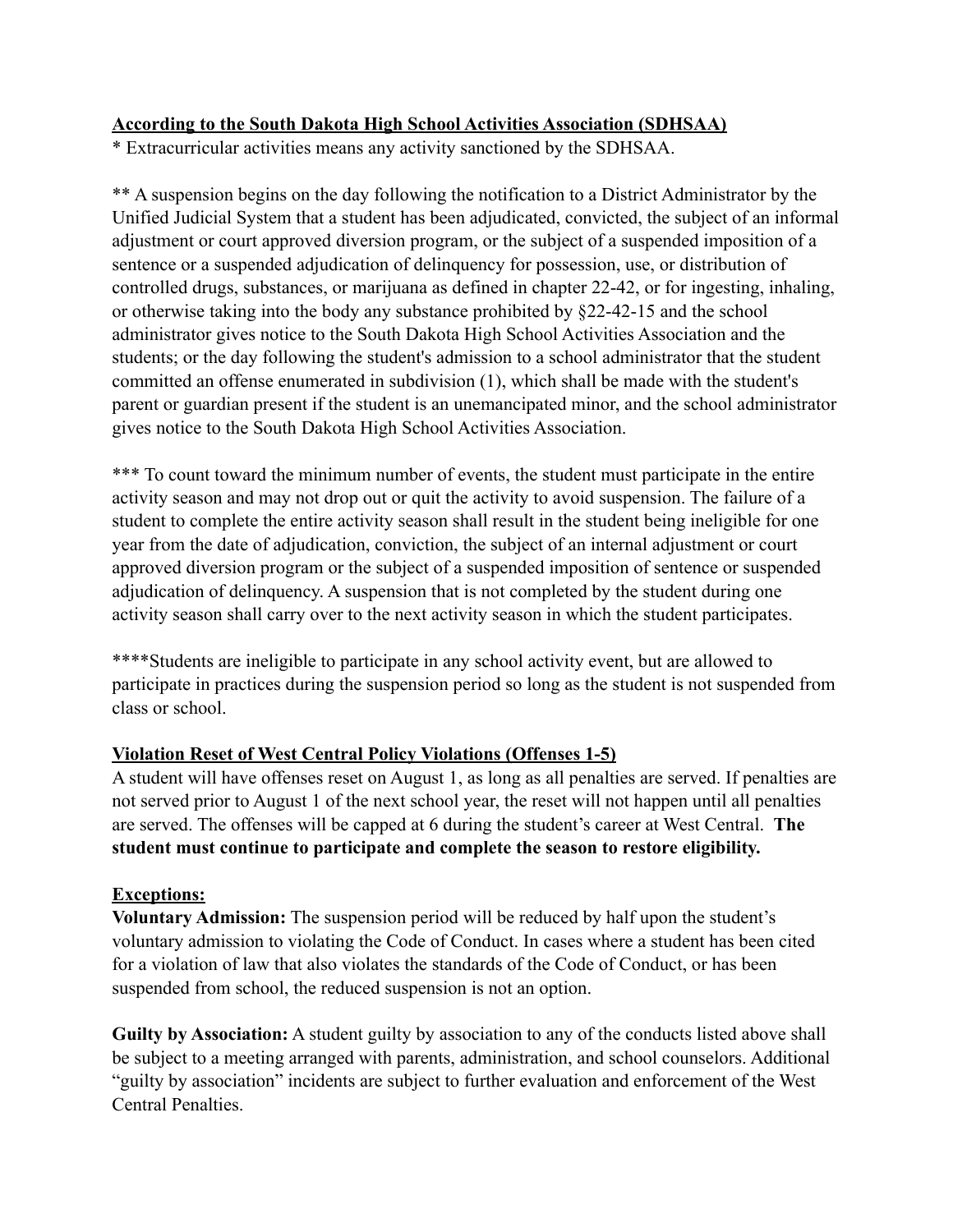**According to the South Dakota High School Activities Association (SDHSAA)**

* Extracurricular activities means any activity sanctioned by the SDHSAA.

** A suspension begins on the day following the notification to a District Administrator by the Unified Judicial System that a student has been adjudicated, convicted, the subject of an informal adjustment or court approved diversion program, or the subject of a suspended imposition of a sentence or a suspended adjudication of delinquency for possession, use, or distribution of controlled drugs, substances, or marijuana as defined in chapter 22-42, or for ingesting, inhaling, or otherwise taking into the body any substance prohibited by §22-42-15 and the school administrator gives notice to the South Dakota High School Activities Association and the students; or the day following the student's admission to a school administrator that the student committed an offense enumerated in subdivision (1), which shall be made with the student's parent or guardian present if the student is an unemancipated minor, and the school administrator gives notice to the South Dakota High School Activities Association.

*** To count toward the minimum number of events, the student must participate in the entire activity season and may not drop out or quit the activity to avoid suspension. The failure of a student to complete the entire activity season shall result in the student being ineligible for one year from the date of adjudication, conviction, the subject of an internal adjustment or court approved diversion program or the subject of a suspended imposition of sentence or suspended adjudication of delinquency. A suspension that is not completed by the student during one activity season shall carry over to the next activity season in which the student participates.

****Students are ineligible to participate in any school activity event, but are allowed to participate in practices during the suspension period so long as the student is not suspended from class or school.

**Violation Reset of West Central Policy Violations (Offenses 1-5)**

A student will have offenses reset on August 1, as long as all penalties are served. If penalties are not served prior to August 1 of the next school year, the reset will not happen until all penalties are served. The offenses will be capped at 6 during the student's career at West Central. **The student must continue to participate and complete the season to restore eligibility.**

**Exceptions:**

**Voluntary Admission:** The suspension period will be reduced by half upon the student's voluntary admission to violating the Code of Conduct. In cases where a student has been cited for a violation of law that also violates the standards of the Code of Conduct, or has been suspended from school, the reduced suspension is not an option.

**Guilty by Association:** A student guilty by association to any of the conducts listed above shall be subject to a meeting arranged with parents, administration, and school counselors. Additional "guilty by association" incidents are subject to further evaluation and enforcement of the West Central Penalties.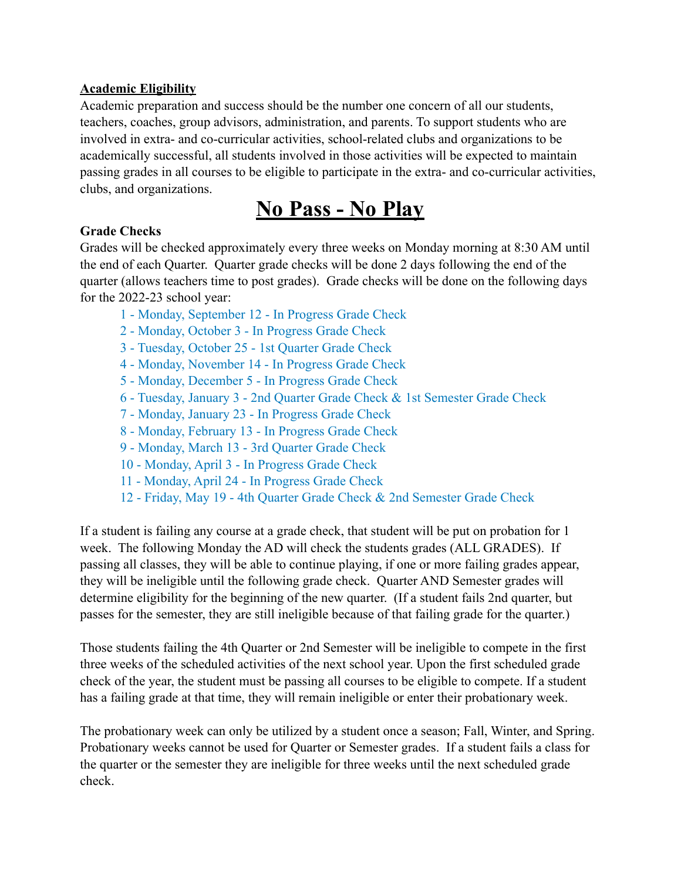**<u>Academic Eligibility</u>**

Academic preparation and success should be the number one concern of all our students, teachers, coaches, group advisors, administration, and parents. To support students who are involved in extra- and co-curricular activities, school-related clubs and organizations to be academically successful, all students involved in those activities will be expected to maintain passing grades in all courses to be eligible to participate in the extra- and co-curricular activities, clubs, and organizations.

# <u>No Pass - No Play</u>

**Grade Checks**

Grades will be checked approximately every three weeks on Monday morning at 8:30 AM until the end of each Quarter. Quarter grade checks will be done 2 days following the end of the quarter (allows teachers time to post grades). Grade checks will be done on the following days for the 2022-23 school year:

1 - Monday, September 12 - In Progress Grade Check
2 - Monday, October 3 - In Progress Grade Check
3 - Tuesday, October 25 - 1st Quarter Grade Check
4 - Monday, November 14 - In Progress Grade Check
5 - Monday, December 5 - In Progress Grade Check
6 - Tuesday, January 3 - 2nd Quarter Grade Check & 1st Semester Grade Check
7 - Monday, January 23 - In Progress Grade Check
8 - Monday, February 13 - In Progress Grade Check
9 - Monday, March 13 - 3rd Quarter Grade Check
10 - Monday, April 3 - In Progress Grade Check
11 - Monday, April 24 - In Progress Grade Check
12 - Friday, May 19 - 4th Quarter Grade Check & 2nd Semester Grade Check

If a student is failing any course at a grade check, that student will be put on probation for 1 week. The following Monday the AD will check the students grades (ALL GRADES). If passing all classes, they will be able to continue playing, if one or more failing grades appear, they will be ineligible until the following grade check. Quarter AND Semester grades will determine eligibility for the beginning of the new quarter. (If a student fails 2nd quarter, but passes for the semester, they are still ineligible because of that failing grade for the quarter.)

Those students failing the 4th Quarter or 2nd Semester will be ineligible to compete in the first three weeks of the scheduled activities of the next school year. Upon the first scheduled grade check of the year, the student must be passing all courses to be eligible to compete. If a student has a failing grade at that time, they will remain ineligible or enter their probationary week.

The probationary week can only be utilized by a student once a season; Fall, Winter, and Spring. Probationary weeks cannot be used for Quarter or Semester grades. If a student fails a class for the quarter or the semester they are ineligible for three weeks until the next scheduled grade check.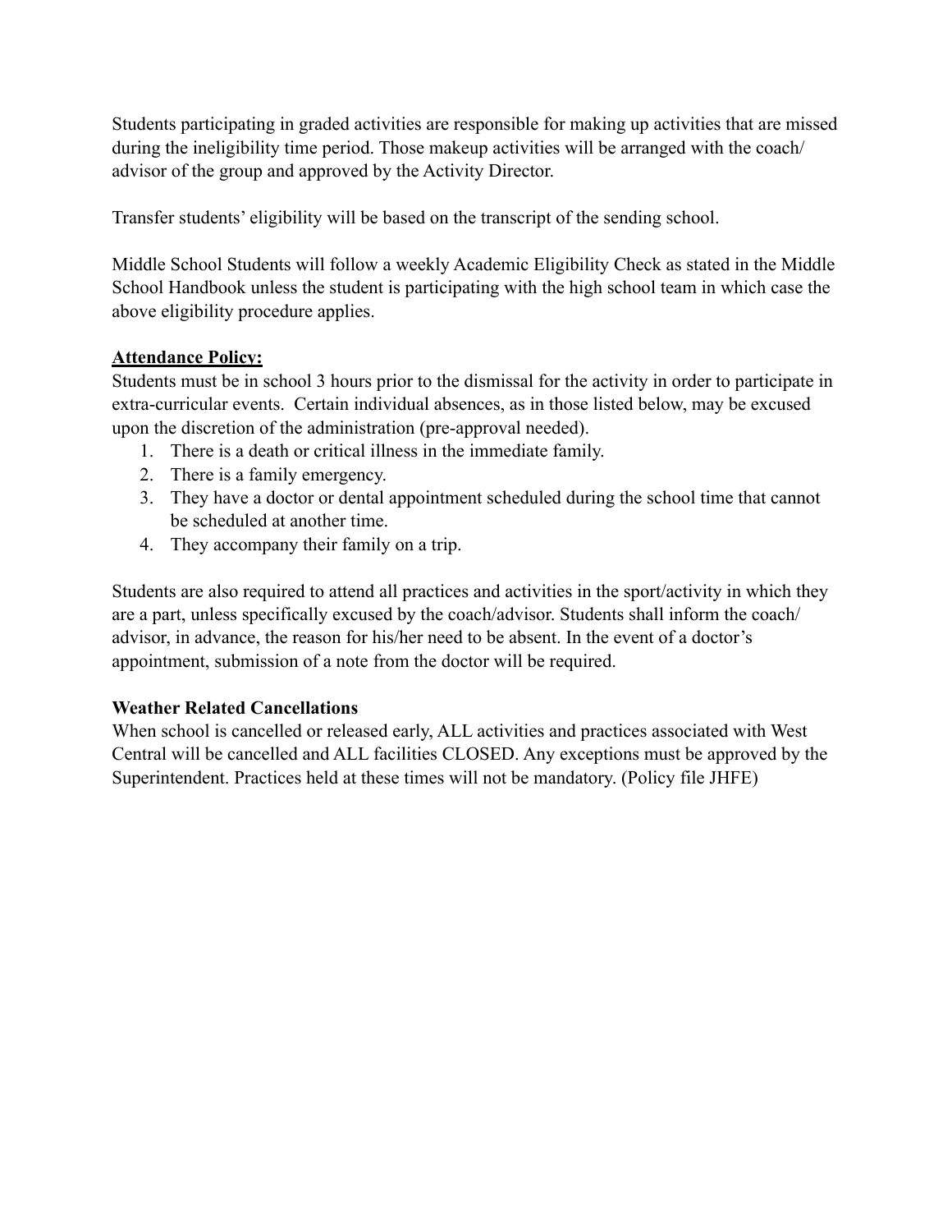Students participating in graded activities are responsible for making up activities that are missed during the ineligibility time period. Those makeup activities will be arranged with the coach/ advisor of the group and approved by the Activity Director.

Transfer students' eligibility will be based on the transcript of the sending school.

Middle School Students will follow a weekly Academic Eligibility Check as stated in the Middle School Handbook unless the student is participating with the high school team in which case the above eligibility procedure applies.

**Attendance Policy:**

Students must be in school 3 hours prior to the dismissal for the activity in order to participate in extra-curricular events. Certain individual absences, as in those listed below, may be excused upon the discretion of the administration (pre-approval needed).

1. There is a death or critical illness in the immediate family.
2. There is a family emergency.
3. They have a doctor or dental appointment scheduled during the school time that cannot be scheduled at another time.
4. They accompany their family on a trip.

Students are also required to attend all practices and activities in the sport/activity in which they are a part, unless specifically excused by the coach/advisor. Students shall inform the coach/ advisor, in advance, the reason for his/her need to be absent. In the event of a doctor's appointment, submission of a note from the doctor will be required.

**Weather Related Cancellations**

When school is cancelled or released early, ALL activities and practices associated with West Central will be cancelled and ALL facilities CLOSED. Any exceptions must be approved by the Superintendent. Practices held at these times will not be mandatory. (Policy file JHFE)